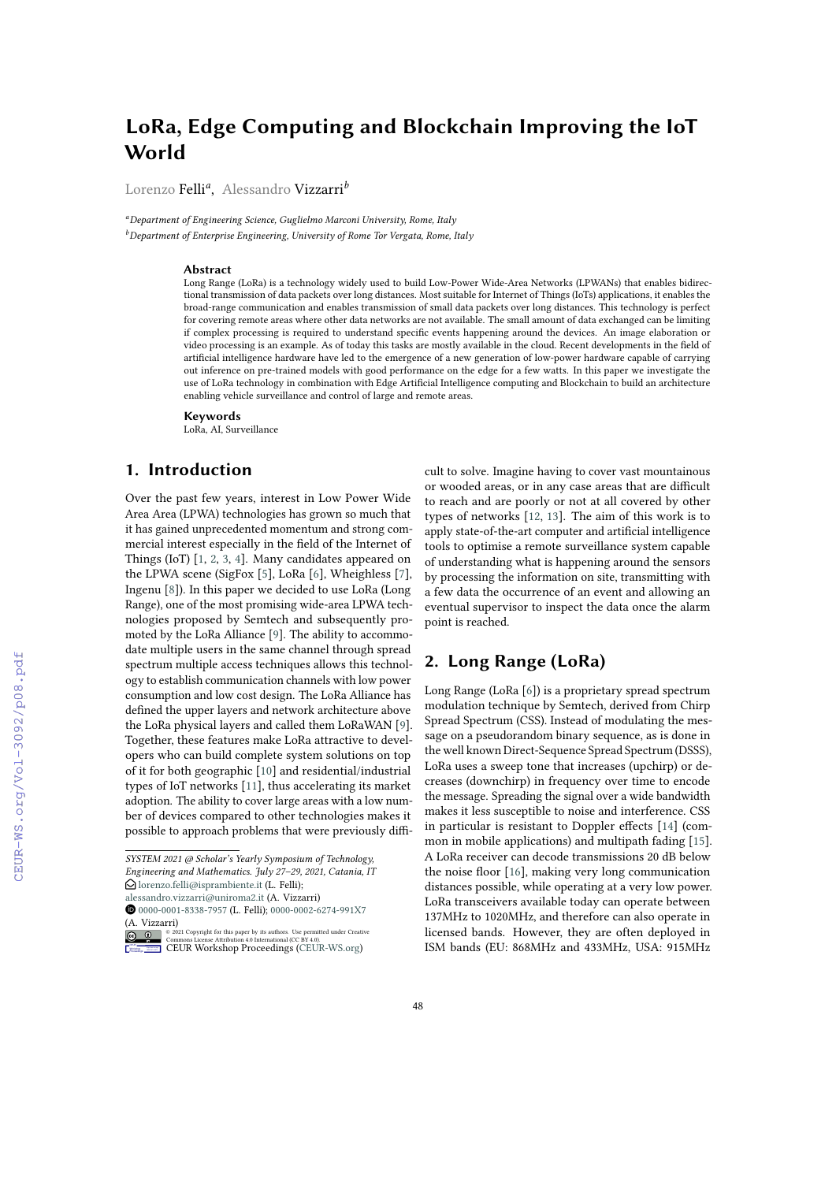# LoRa, Edge Computing and Blockchain Improving the IoT World

Lorenzo Felli[a], Alessandro Vizzarri[b]

[a]*Department of Engineering Science, Guglielmo Marconi University, Rome, Italy*
[b]*Department of Enterprise Engineering, University of Rome Tor Vergata, Rome, Italy*

### Abstract

Long Range (LoRa) is a technology widely used to build Low-Power Wide-Area Networks (LPWANs) that enables bidirectional transmission of data packets over long distances. Most suitable for Internet of Things (IoTs) applications, it enables the broad-range communication and enables transmission of small data packets over long distances. This technology is perfect for covering remote areas where other data networks are not available. The small amount of data exchanged can be limiting if complex processing is required to understand specific events happening around the devices. An image elaboration or video processing is an example. As of today this tasks are mostly available in the cloud. Recent developments in the field of artificial intelligence hardware have led to the emergence of a new generation of low-power hardware capable of carrying out inference on pre-trained models with good performance on the edge for a few watts. In this paper we investigate the use of LoRa technology in combination with Edge Artificial Intelligence computing and Blockchain to build an architecture enabling vehicle surveillance and control of large and remote areas.

### Keywords

LoRa, AI, Surveillance

## 1. Introduction

Over the past few years, interest in Low Power Wide Area Area (LPWA) technologies has grown so much that it has gained unprecedented momentum and strong commercial interest especially in the field of the Internet of Things (IoT) [1, 2, 3, 4]. Many candidates appeared on the LPWA scene (SigFox [5], LoRa [6], Wheighless [7], Ingenu [8]). In this paper we decided to use LoRa (Long Range), one of the most promising wide-area LPWA technologies proposed by Semtech and subsequently promoted by the LoRa Alliance [9]. The ability to accommodate multiple users in the same channel through spread spectrum multiple access techniques allows this technology to establish communication channels with low power consumption and low cost design. The LoRa Alliance has defined the upper layers and network architecture above the LoRa physical layers and called them LoRaWAN [9]. Together, these features make LoRa attractive to developers who can build complete system solutions on top of it for both geographic [10] and residential/industrial types of IoT networks [11], thus accelerating its market adoption. The ability to cover large areas with a low number of devices compared to other technologies makes it possible to approach problems that were previously difficult to solve. Imagine having to cover vast mountainous or wooded areas, or in any case areas that are difficult to reach and are poorly or not at all covered by other types of networks [12, 13]. The aim of this work is to apply state-of-the-art computer and artificial intelligence tools to optimise a remote surveillance system capable of understanding what is happening around the sensors by processing the information on site, transmitting with a few data the occurrence of an event and allowing an eventual supervisor to inspect the data once the alarm point is reached.

## 2. Long Range (LoRa)

Long Range (LoRa [6]) is a proprietary spread spectrum modulation technique by Semtech, derived from Chirp Spread Spectrum (CSS). Instead of modulating the message on a pseudorandom binary sequence, as is done in the well known Direct-Sequence Spread Spectrum (DSSS), LoRa uses a sweep tone that increases (upchirp) or decreases (downchirp) in frequency over time to encode the message. Spreading the signal over a wide bandwidth makes it less susceptible to noise and interference. CSS in particular is resistant to Doppler effects [14] (common in mobile applications) and multipath fading [15]. A LoRa receiver can decode transmissions 20 dB below the noise floor [16], making very long communication distances possible, while operating at a very low power. LoRa transceivers available today can operate between 137MHz to 1020MHz, and therefore can also operate in licensed bands. However, they are often deployed in ISM bands (EU: 868MHz and 433MHz, USA: 915MHz

---

*SYSTEM 2021 @ Scholar's Yearly Symposium of Technology, Engineering and Mathematics. July 27–29, 2021, Catania, IT*
lorenzo.felli@isprambiente.it (L. Felli); alessandro.vizzarri@uniroma2.it (A. Vizzarri)
0000-0001-8338-7957 (L. Felli); 0000-0002-6274-991X7 (A. Vizzarri)
© 2021 Copyright for this paper by its authors. Use permitted under Creative Commons License Attribution 4.0 International (CC BY 4.0).
CEUR Workshop Proceedings (CEUR-WS.org)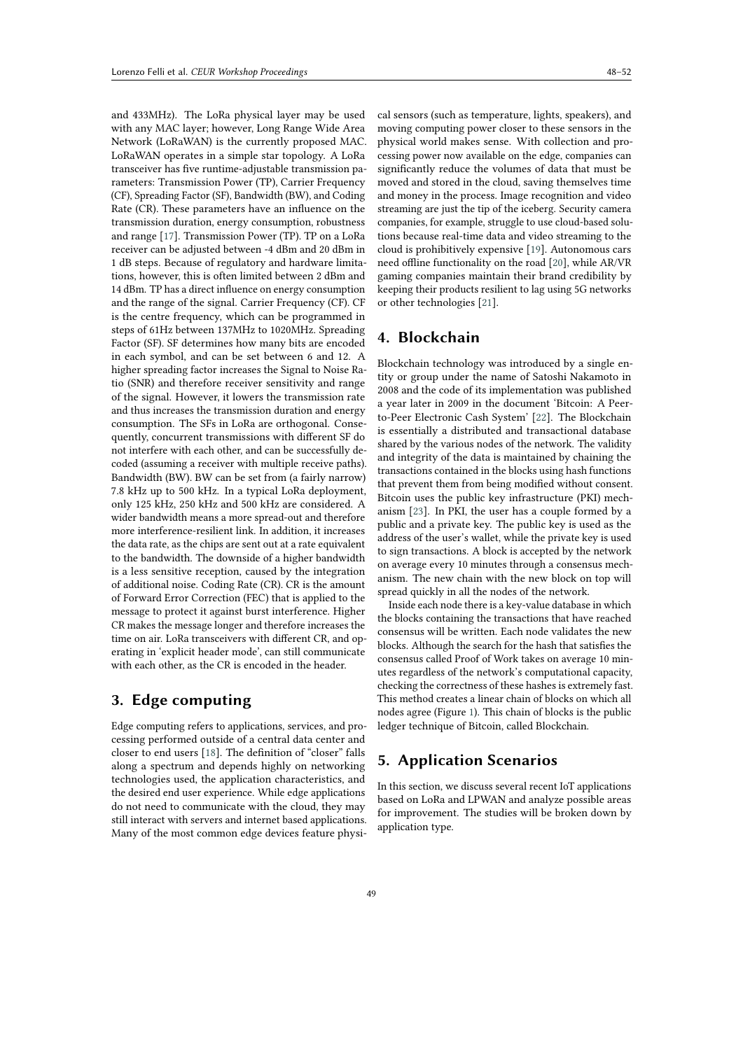and 433MHz). The LoRa physical layer may be used with any MAC layer; however, Long Range Wide Area Network (LoRaWAN) is the currently proposed MAC. LoRaWAN operates in a simple star topology. A LoRa transceiver has five runtime-adjustable transmission parameters: Transmission Power (TP), Carrier Frequency (CF), Spreading Factor (SF), Bandwidth (BW), and Coding Rate (CR). These parameters have an influence on the transmission duration, energy consumption, robustness and range [17]. Transmission Power (TP). TP on a LoRa receiver can be adjusted between -4 dBm and 20 dBm in 1 dB steps. Because of regulatory and hardware limitations, however, this is often limited between 2 dBm and 14 dBm. TP has a direct influence on energy consumption and the range of the signal. Carrier Frequency (CF). CF is the centre frequency, which can be programmed in steps of 61Hz between 137MHz to 1020MHz. Spreading Factor (SF). SF determines how many bits are encoded in each symbol, and can be set between 6 and 12. A higher spreading factor increases the Signal to Noise Ratio (SNR) and therefore receiver sensitivity and range of the signal. However, it lowers the transmission rate and thus increases the transmission duration and energy consumption. The SFs in LoRa are orthogonal. Consequently, concurrent transmissions with different SF do not interfere with each other, and can be successfully decoded (assuming a receiver with multiple receive paths). Bandwidth (BW). BW can be set from (a fairly narrow) 7.8 kHz up to 500 kHz. In a typical LoRa deployment, only 125 kHz, 250 kHz and 500 kHz are considered. A wider bandwidth means a more spread-out and therefore more interference-resilient link. In addition, it increases the data rate, as the chips are sent out at a rate equivalent to the bandwidth. The downside of a higher bandwidth is a less sensitive reception, caused by the integration of additional noise. Coding Rate (CR). CR is the amount of Forward Error Correction (FEC) that is applied to the message to protect it against burst interference. Higher CR makes the message longer and therefore increases the time on air. LoRa transceivers with different CR, and operating in 'explicit header mode', can still communicate with each other, as the CR is encoded in the header.

## 3. Edge computing

Edge computing refers to applications, services, and processing performed outside of a central data center and closer to end users [18]. The definition of "closer" falls along a spectrum and depends highly on networking technologies used, the application characteristics, and the desired end user experience. While edge applications do not need to communicate with the cloud, they may still interact with servers and internet based applications. Many of the most common edge devices feature physical sensors (such as temperature, lights, speakers), and moving computing power closer to these sensors in the physical world makes sense. With collection and processing power now available on the edge, companies can significantly reduce the volumes of data that must be moved and stored in the cloud, saving themselves time and money in the process. Image recognition and video streaming are just the tip of the iceberg. Security camera companies, for example, struggle to use cloud-based solutions because real-time data and video streaming to the cloud is prohibitively expensive [19]. Autonomous cars need offline functionality on the road [20], while AR/VR gaming companies maintain their brand credibility by keeping their products resilient to lag using 5G networks or other technologies [21].

## 4. Blockchain

Blockchain technology was introduced by a single entity or group under the name of Satoshi Nakamoto in 2008 and the code of its implementation was published a year later in 2009 in the document 'Bitcoin: A Peer-to-Peer Electronic Cash System' [22]. The Blockchain is essentially a distributed and transactional database shared by the various nodes of the network. The validity and integrity of the data is maintained by chaining the transactions contained in the blocks using hash functions that prevent them from being modified without consent. Bitcoin uses the public key infrastructure (PKI) mechanism [23]. In PKI, the user has a couple formed by a public and a private key. The public key is used as the address of the user's wallet, while the private key is used to sign transactions. A block is accepted by the network on average every 10 minutes through a consensus mechanism. The new chain with the new block on top will spread quickly in all the nodes of the network.

Inside each node there is a key-value database in which the blocks containing the transactions that have reached consensus will be written. Each node validates the new blocks. Although the search for the hash that satisfies the consensus called Proof of Work takes on average 10 minutes regardless of the network's computational capacity, checking the correctness of these hashes is extremely fast. This method creates a linear chain of blocks on which all nodes agree (Figure 1). This chain of blocks is the public ledger technique of Bitcoin, called Blockchain.

## 5. Application Scenarios

In this section, we discuss several recent IoT applications based on LoRa and LPWAN and analyze possible areas for improvement. The studies will be broken down by application type.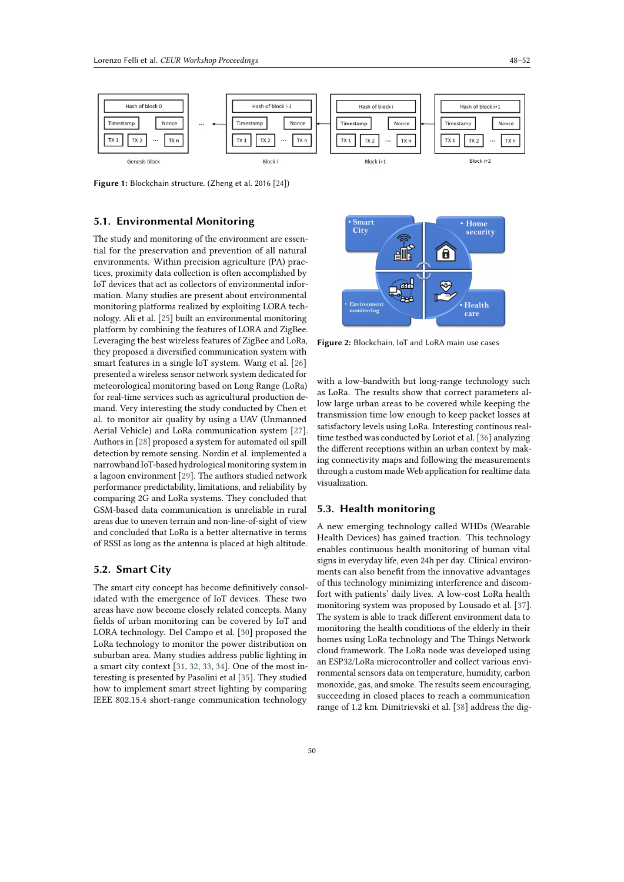Figure 1: Blockchain structure. (Zheng et al. 2016 [24])

### 5.1. Environmental Monitoring

The study and monitoring of the environment are essential for the preservation and prevention of all natural environments. Within precision agriculture (PA) practices, proximity data collection is often accomplished by IoT devices that act as collectors of environmental information. Many studies are present about environmental monitoring platforms realized by exploiting LORA technology. Ali et al. [25] built an environmental monitoring platform by combining the features of LORA and ZigBee. Leveraging the best wireless features of ZigBee and LoRa, they proposed a diversified communication system with smart features in a single IoT system. Wang et al. [26] presented a wireless sensor network system dedicated for meteorological monitoring based on Long Range (LoRa) for real-time services such as agricultural production demand. Very interesting the study conducted by Chen et al. to monitor air quality by using a UAV (Unmanned Aerial Vehicle) and LoRa communication system [27]. Authors in [28] proposed a system for automated oil spill detection by remote sensing. Nordin et al. implemented a narrowband IoT-based hydrological monitoring system in a lagoon environment [29]. The authors studied network performance predictability, limitations, and reliability by comparing 2G and LoRa systems. They concluded that GSM-based data communication is unreliable in rural areas due to uneven terrain and non-line-of-sight of view and concluded that LoRa is a better alternative in terms of RSSI as long as the antenna is placed at high altitude.

### 5.2. Smart City

The smart city concept has become definitively consolidated with the emergence of IoT devices. These two areas have now become closely related concepts. Many fields of urban monitoring can be covered by IoT and LORA technology. Del Campo et al. [30] proposed the LoRa technology to monitor the power distribution on suburban area. Many studies address public lighting in a smart city context [31, 32, 33, 34]. One of the most interesting is presented by Pasolini et al [35]. They studied how to implement smart street lighting by comparing IEEE 802.15.4 short-range communication technology with a low-bandwith but long-range technology such as LoRa. The results show that correct parameters allow large urban areas to be covered while keeping the transmission time low enough to keep packet losses at satisfactory levels using LoRa. Interesting continous real-time testbed was conducted by Loriot et al. [36] analyzing the different receptions within an urban context by making connectivity maps and following the measurements through a custom made Web application for realtime data visualization.

Figure 2: Blockchain, IoT and LoRA main use cases

### 5.3. Health monitoring

A new emerging technology called WHDs (Wearable Health Devices) has gained traction. This technology enables continuous health monitoring of human vital signs in everyday life, even 24h per day. Clinical environments can also benefit from the innovative advantages of this technology minimizing interference and discomfort with patients' daily lives. A low-cost LoRa health monitoring system was proposed by Lousado et al. [37]. The system is able to track different environment data to monitoring the health conditions of the elderly in their homes using LoRa technology and The Things Network cloud framework. The LoRa node was developed using an ESP32/LoRa microcontroller and collect various environmental sensors data on temperature, humidity, carbon monoxide, gas, and smoke. The results seem encouraging, succeeding in closed places to reach a communication range of 1.2 km. Dimitrievski et al. [38] address the dig-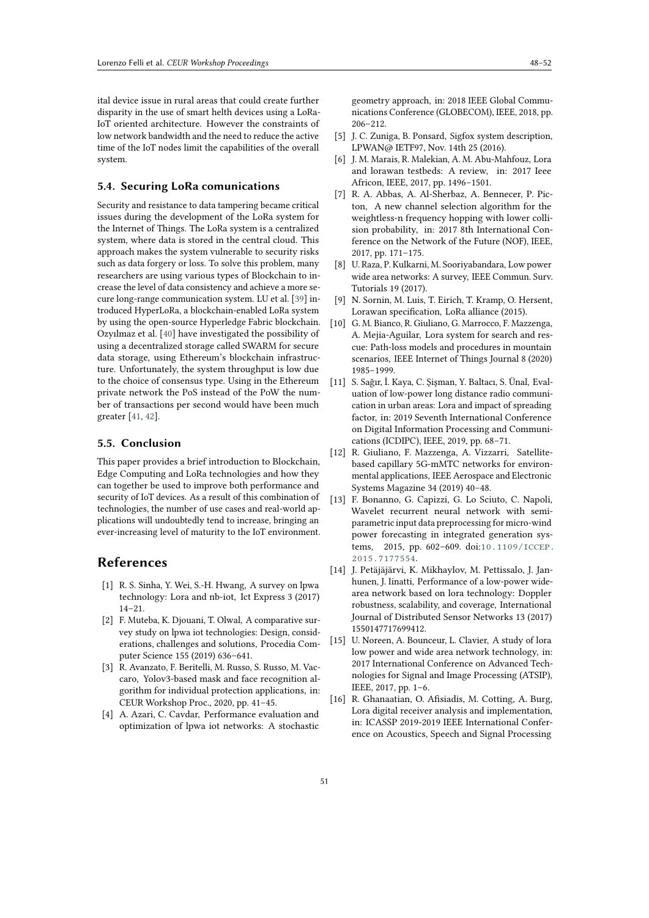ital device issue in rural areas that could create further disparity in the use of smart helth devices using a LoRa-IoT oriented architecture. However the constraints of low network bandwidth and the need to reduce the active time of the IoT nodes limit the capabilities of the overall system.

### 5.4. Securing LoRa comunications

Security and resistance to data tampering became critical issues during the development of the LoRa system for the Internet of Things. The LoRa system is a centralized system, where data is stored in the central cloud. This approach makes the system vulnerable to security risks such as data forgery or loss. To solve this problem, many researchers are using various types of Blockchain to increase the level of data consistency and achieve a more secure long-range communication system. LU et al. [39] introduced HyperLoRa, a blockchain-enabled LoRa system by using the open-source Hyperledge Fabric blockchain. Ozyılmaz et al. [40] have investigated the possibility of using a decentralized storage called SWARM for secure data storage, using Ethereum's blockchain infrastructure. Unfortunately, the system throughput is low due to the choice of consensus type. Using in the Ethereum private network the PoS instead of the PoW the number of transactions per second would have been much greater [41, 42].

### 5.5. Conclusion

This paper provides a brief introduction to Blockchain, Edge Computing and LoRa technologies and how they can together be used to improve both performance and security of IoT devices. As a result of this combination of technologies, the number of use cases and real-world applications will undoubtedly tend to increase, bringing an ever-increasing level of maturity to the IoT environment.

## References

[1] R. S. Sinha, Y. Wei, S.-H. Hwang, A survey on lpwa technology: Lora and nb-iot, Ict Express 3 (2017) 14–21.

[2] F. Muteba, K. Djouani, T. Olwal, A comparative survey study on lpwa iot technologies: Design, considerations, challenges and solutions, Procedia Computer Science 155 (2019) 636–641.

[3] R. Avanzato, F. Beritelli, M. Russo, S. Russo, M. Vaccaro, Yolov3-based mask and face recognition algorithm for individual protection applications, in: CEUR Workshop Proc., 2020, pp. 41–45.

[4] A. Azari, C. Cavdar, Performance evaluation and optimization of lpwa iot networks: A stochastic geometry approach, in: 2018 IEEE Global Communications Conference (GLOBECOM), IEEE, 2018, pp. 206–212.

[5] J. C. Zuniga, B. Ponsard, Sigfox system description, LPWAN@ IETF97, Nov. 14th 25 (2016).

[6] J. M. Marais, R. Malekian, A. M. Abu-Mahfouz, Lora and lorawan testbeds: A review, in: 2017 Ieee Africon, IEEE, 2017, pp. 1496–1501.

[7] R. A. Abbas, A. Al-Sherbaz, A. Bennecer, P. Picton, A new channel selection algorithm for the weightless-n frequency hopping with lower collision probability, in: 2017 8th International Conference on the Network of the Future (NOF), IEEE, 2017, pp. 171–175.

[8] U. Raza, P. Kulkarni, M. Sooriyabandara, Low power wide area networks: A survey, IEEE Commun. Surv. Tutorials 19 (2017).

[9] N. Sornin, M. Luis, T. Eirich, T. Kramp, O. Hersent, Lorawan specification, LoRa alliance (2015).

[10] G. M. Bianco, R. Giuliano, G. Marrocco, F. Mazzenga, A. Mejia-Aguilar, Lora system for search and rescue: Path-loss models and procedures in mountain scenarios, IEEE Internet of Things Journal 8 (2020) 1985–1999.

[11] S. Sağır, İ. Kaya, C. Şişman, Y. Baltacı, S. Ünal, Evaluation of low-power long distance radio communication in urban areas: Lora and impact of spreading factor, in: 2019 Seventh International Conference on Digital Information Processing and Communications (ICDIPC), IEEE, 2019, pp. 68–71.

[12] R. Giuliano, F. Mazzenga, A. Vizzarri, Satellite-based capillary 5G-mMTC networks for environmental applications, IEEE Aerospace and Electronic Systems Magazine 34 (2019) 40–48.

[13] F. Bonanno, G. Capizzi, G. Lo Sciuto, C. Napoli, Wavelet recurrent neural network with semi-parametric input data preprocessing for micro-wind power forecasting in integrated generation systems, 2015, pp. 602–609. doi:10.1109/ICCEP.2015.7177554.

[14] J. Petäjäjärvi, K. Mikhaylov, M. Pettissalo, J. Janhunen, J. Iinatti, Performance of a low-power wide-area network based on lora technology: Doppler robustness, scalability, and coverage, International Journal of Distributed Sensor Networks 13 (2017) 1550147717699412.

[15] U. Noreen, A. Bounceur, L. Clavier, A study of lora low power and wide area network technology, in: 2017 International Conference on Advanced Technologies for Signal and Image Processing (ATSIP), IEEE, 2017, pp. 1–6.

[16] R. Ghanaatian, O. Afisiadis, M. Cotting, A. Burg, Lora digital receiver analysis and implementation, in: ICASSP 2019-2019 IEEE International Conference on Acoustics, Speech and Signal Processing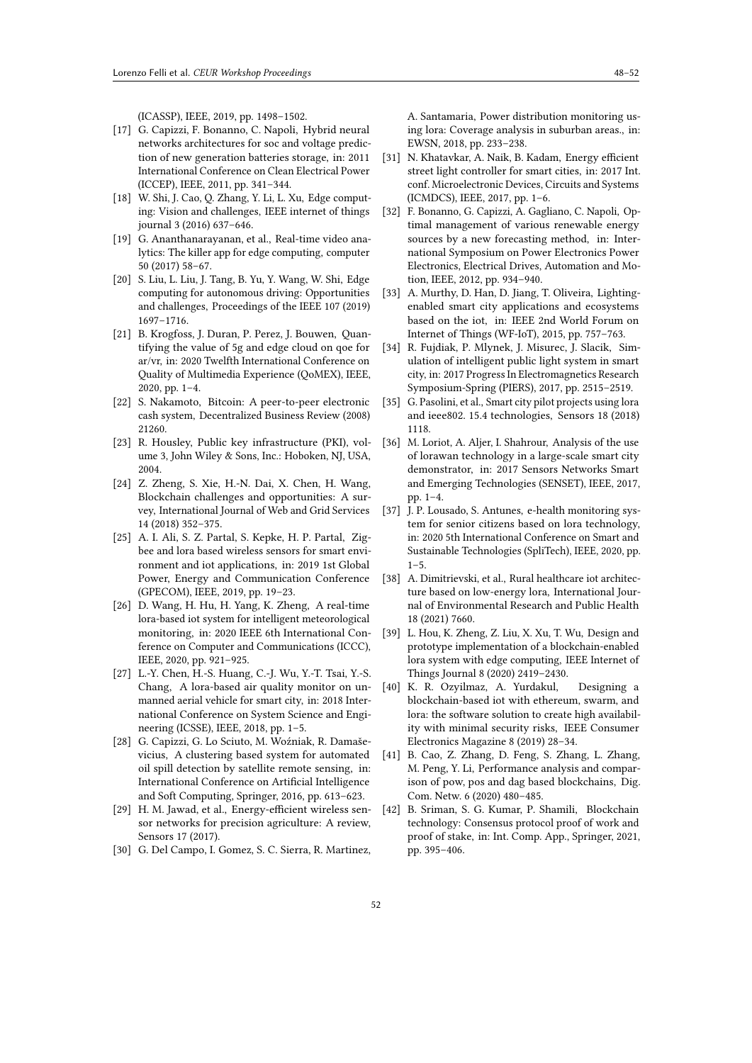(ICASSP), IEEE, 2019, pp. 1498–1502.

[17] G. Capizzi, F. Bonanno, C. Napoli, Hybrid neural networks architectures for soc and voltage prediction of new generation batteries storage, in: 2011 International Conference on Clean Electrical Power (ICCEP), IEEE, 2011, pp. 341–344.

[18] W. Shi, J. Cao, Q. Zhang, Y. Li, L. Xu, Edge computing: Vision and challenges, IEEE internet of things journal 3 (2016) 637–646.

[19] G. Ananthanarayanan, et al., Real-time video analytics: The killer app for edge computing, computer 50 (2017) 58–67.

[20] S. Liu, L. Liu, J. Tang, B. Yu, Y. Wang, W. Shi, Edge computing for autonomous driving: Opportunities and challenges, Proceedings of the IEEE 107 (2019) 1697–1716.

[21] B. Krogfoss, J. Duran, P. Perez, J. Bouwen, Quantifying the value of 5g and edge cloud on qoe for ar/vr, in: 2020 Twelfth International Conference on Quality of Multimedia Experience (QoMEX), IEEE, 2020, pp. 1–4.

[22] S. Nakamoto, Bitcoin: A peer-to-peer electronic cash system, Decentralized Business Review (2008) 21260.

[23] R. Housley, Public key infrastructure (PKI), volume 3, John Wiley & Sons, Inc.: Hoboken, NJ, USA, 2004.

[24] Z. Zheng, S. Xie, H.-N. Dai, X. Chen, H. Wang, Blockchain challenges and opportunities: A survey, International Journal of Web and Grid Services 14 (2018) 352–375.

[25] A. I. Ali, S. Z. Partal, S. Kepke, H. P. Partal, Zigbee and lora based wireless sensors for smart environment and iot applications, in: 2019 1st Global Power, Energy and Communication Conference (GPECOM), IEEE, 2019, pp. 19–23.

[26] D. Wang, H. Hu, H. Yang, K. Zheng, A real-time lora-based iot system for intelligent meteorological monitoring, in: 2020 IEEE 6th International Conference on Computer and Communications (ICCC), IEEE, 2020, pp. 921–925.

[27] L.-Y. Chen, H.-S. Huang, C.-J. Wu, Y.-T. Tsai, Y.-S. Chang, A lora-based air quality monitor on unmanned aerial vehicle for smart city, in: 2018 International Conference on System Science and Engineering (ICSSE), IEEE, 2018, pp. 1–5.

[28] G. Capizzi, G. Lo Sciuto, M. Woźniak, R. Damaševicius, A clustering based system for automated oil spill detection by satellite remote sensing, in: International Conference on Artificial Intelligence and Soft Computing, Springer, 2016, pp. 613–623.

[29] H. M. Jawad, et al., Energy-efficient wireless sensor networks for precision agriculture: A review, Sensors 17 (2017).

[30] G. Del Campo, I. Gomez, S. C. Sierra, R. Martinez, A. Santamaria, Power distribution monitoring using lora: Coverage analysis in suburban areas., in: EWSN, 2018, pp. 233–238.

[31] N. Khatavkar, A. Naik, B. Kadam, Energy efficient street light controller for smart cities, in: 2017 Int. conf. Microelectronic Devices, Circuits and Systems (ICMDCS), IEEE, 2017, pp. 1–6.

[32] F. Bonanno, G. Capizzi, A. Gagliano, C. Napoli, Optimal management of various renewable energy sources by a new forecasting method, in: International Symposium on Power Electronics Power Electronics, Electrical Drives, Automation and Motion, IEEE, 2012, pp. 934–940.

[33] A. Murthy, D. Han, D. Jiang, T. Oliveira, Lighting-enabled smart city applications and ecosystems based on the iot, in: IEEE 2nd World Forum on Internet of Things (WF-IoT), 2015, pp. 757–763.

[34] R. Fujdiak, P. Mlynek, J. Misurec, J. Slacik, Simulation of intelligent public light system in smart city, in: 2017 Progress In Electromagnetics Research Symposium-Spring (PIERS), 2017, pp. 2515–2519.

[35] G. Pasolini, et al., Smart city pilot projects using lora and ieee802. 15.4 technologies, Sensors 18 (2018) 1118.

[36] M. Loriot, A. Aljer, I. Shahrour, Analysis of the use of lorawan technology in a large-scale smart city demonstrator, in: 2017 Sensors Networks Smart and Emerging Technologies (SENSET), IEEE, 2017, pp. 1–4.

[37] J. P. Lousado, S. Antunes, e-health monitoring system for senior citizens based on lora technology, in: 2020 5th International Conference on Smart and Sustainable Technologies (SpliTech), IEEE, 2020, pp. 1–5.

[38] A. Dimitrievski, et al., Rural healthcare iot architecture based on low-energy lora, International Journal of Environmental Research and Public Health 18 (2021) 7660.

[39] L. Hou, K. Zheng, Z. Liu, X. Xu, T. Wu, Design and prototype implementation of a blockchain-enabled lora system with edge computing, IEEE Internet of Things Journal 8 (2020) 2419–2430.

[40] K. R. Ozyilmaz, A. Yurdakul, Designing a blockchain-based iot with ethereum, swarm, and lora: the software solution to create high availability with minimal security risks, IEEE Consumer Electronics Magazine 8 (2019) 28–34.

[41] B. Cao, Z. Zhang, D. Feng, S. Zhang, L. Zhang, M. Peng, Y. Li, Performance analysis and comparison of pow, pos and dag based blockchains, Dig. Com. Netw. 6 (2020) 480–485.

[42] B. Sriman, S. G. Kumar, P. Shamili, Blockchain technology: Consensus protocol proof of work and proof of stake, in: Int. Comp. App., Springer, 2021, pp. 395–406.